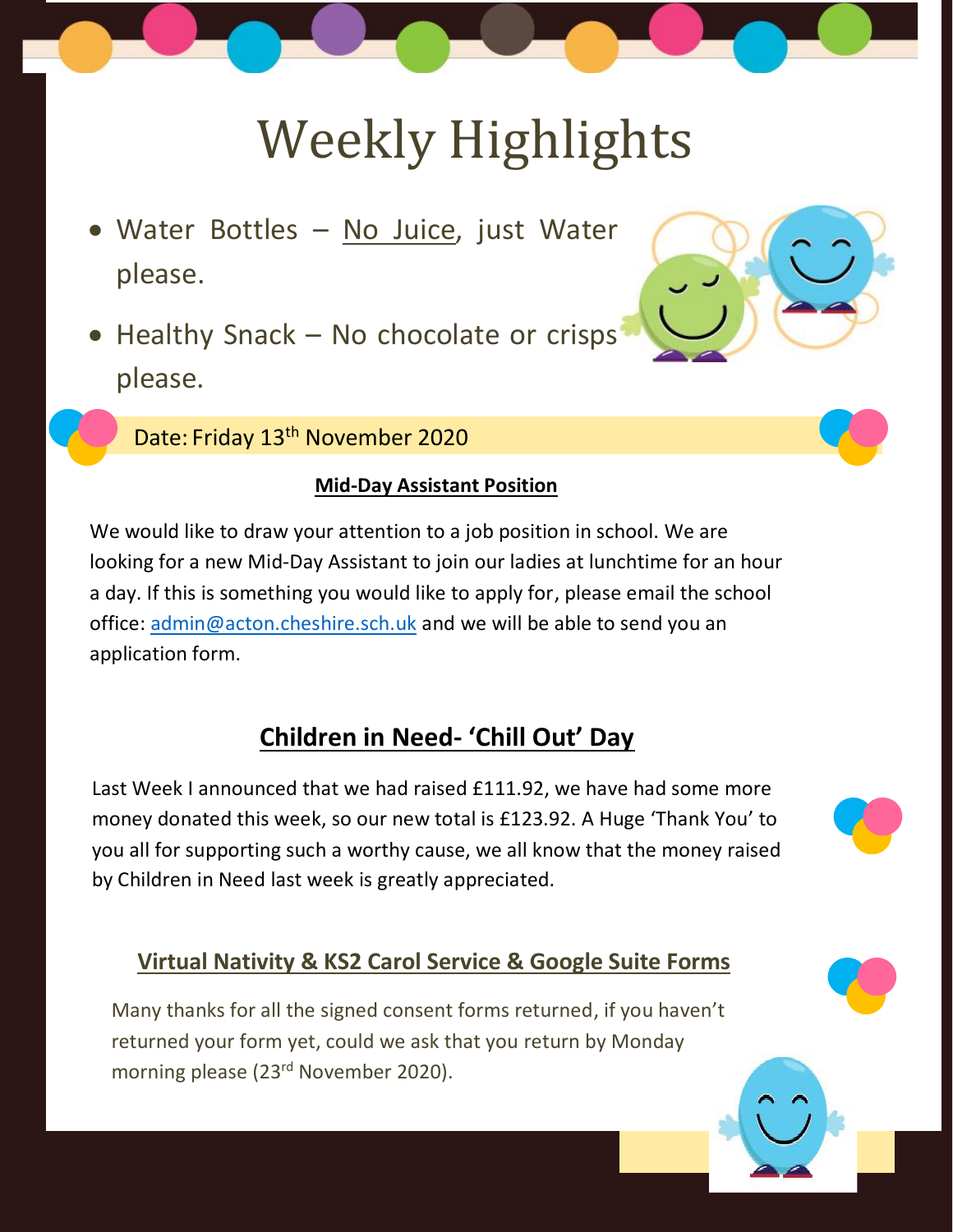# Weekly Highlights

- Water Bottles – No Juice, just Water please.
- Healthy Snack – No chocolate or crisps please.

Date: Friday 13th November 2020

### Mid-Day Assistant Position

We would like to draw your attention to a job position in school. We are looking for a new Mid-Day Assistant to join our ladies at lunchtime for an hour a day. If this is something you would like to apply for, please email the school office: admin@acton.cheshire.sch.uk and we will be able to send you an application form.

## Children in Need- 'Chill Out' Day

Last Week I announced that we had raised £111.92, we have had some more money donated this week, so our new total is £123.92. A Huge 'Thank You' to you all for supporting such a worthy cause, we all know that the money raised by Children in Need last week is greatly appreciated.

## Virtual Nativity & KS2 Carol Service & Google Suite Forms

Many thanks for all the signed consent forms returned, if you haven't returned your form yet, could we ask that you return by Monday morning please (23rd November 2020).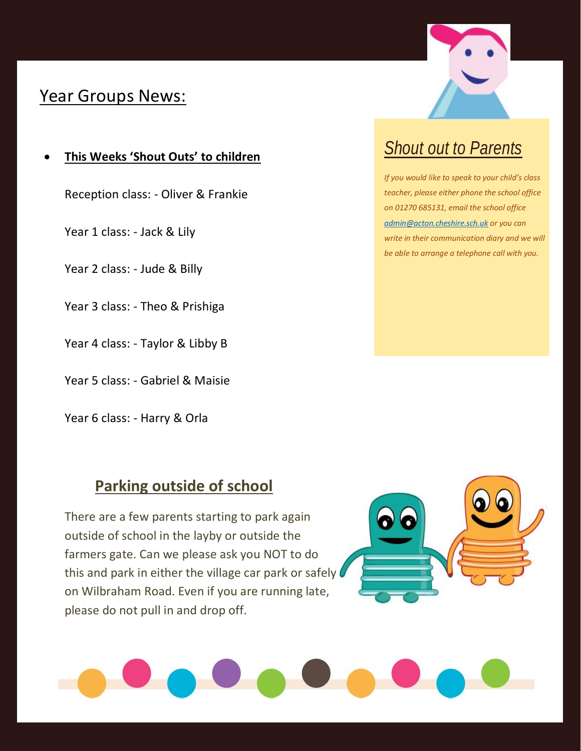## Year Groups News:

- **This Weeks 'Shout Outs' to children**

Reception class: - Oliver & Frankie

Year 1 class: - Jack & Lily

Year 2 class: - Jude & Billy

Year 3 class: - Theo & Prishiga

Year 4 class: - Taylor & Libby B

Year 5 class: - Gabriel & Maisie

Year 6 class: - Harry & Orla

## *Shout out to Parents*

*If you would like to speak to your child's class teacher, please either phone the school office on 01270 685131, email the school office admin@acton.cheshire.sch.uk or you can write in their communication diary and we will be able to arrange a telephone call with you.*

## Parking outside of school

There are a few parents starting to park again outside of school in the layby or outside the farmers gate. Can we please ask you NOT to do this and park in either the village car park or safely on Wilbraham Road. Even if you are running late, please do not pull in and drop off.